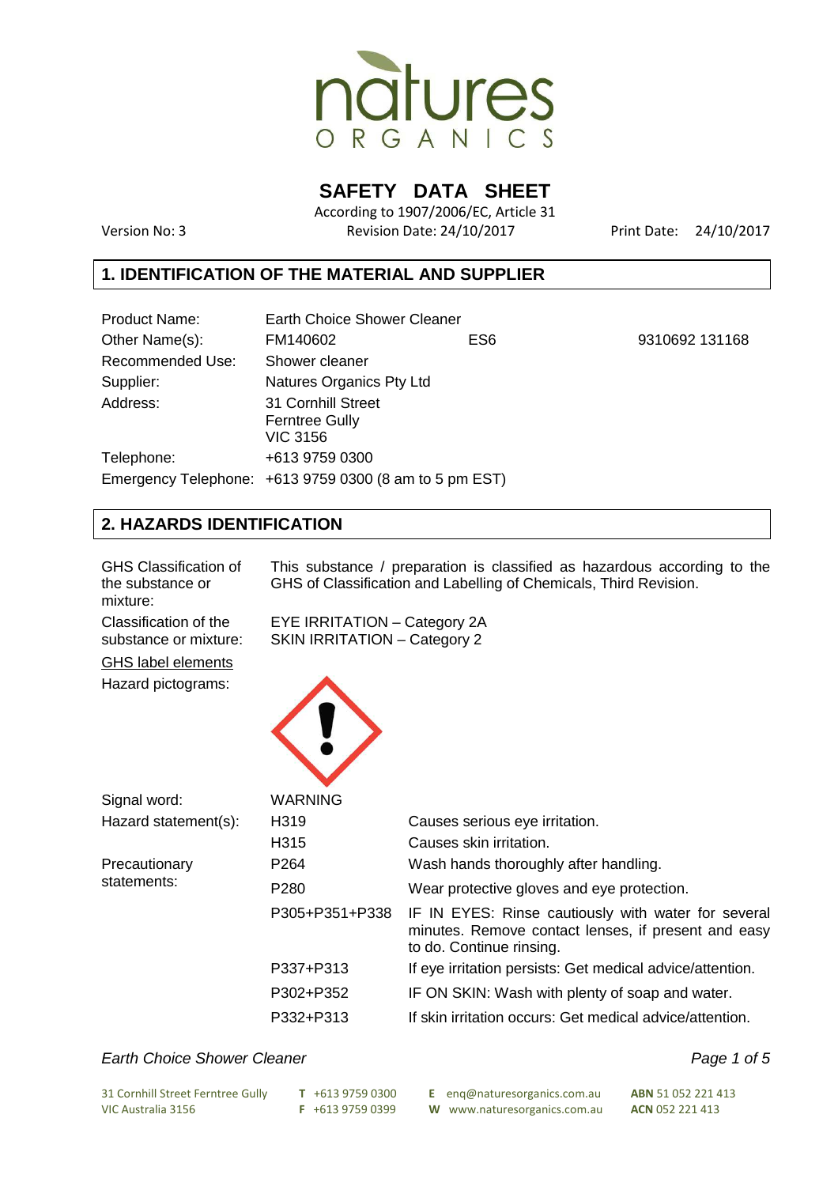# SAFETY DATA SHEET

According to 1907/2006/EC, Article 31

Version No: 3 | Revision Date: 24/10/2017 | Print Date: 24/10/2017

## 1. IDENTIFICATION OF THE MATERIAL AND SUPPLIER

| | | | |
|---|---|---|---|
| Product Name: | Earth Choice Shower Cleaner | | |
| Other Name(s): | FM140602 | ES6 | 9310692 131168 |
| Recommended Use: | Shower cleaner | | |
| Supplier: | Natures Organics Pty Ltd | | |
| Address: | 31 Cornhill Street<br>Ferntree Gully<br>VIC 3156 | | |
| Telephone: | +613 9759 0300 | | |
| Emergency Telephone: | +613 9759 0300 (8 am to 5 pm EST) | | |

## 2. HAZARDS IDENTIFICATION

**GHS Classification of the substance or mixture:** This substance / preparation is classified as hazardous according to the GHS of Classification and Labelling of Chemicals, Third Revision.

**Classification of the substance or mixture:**
EYE IRRITATION – Category 2A
SKIN IRRITATION – Category 2

**GHS label elements**

**Hazard pictograms:**

**Signal word:** WARNING

| | | |
|---|---|---|
| Hazard statement(s): | H319 | Causes serious eye irritation. |
| | H315 | Causes skin irritation. |
| Precautionary statements: | P264 | Wash hands thoroughly after handling. |
| | P280 | Wear protective gloves and eye protection. |
| | P305+P351+P338 | IF IN EYES: Rinse cautiously with water for several minutes. Remove contact lenses, if present and easy to do. Continue rinsing. |
| | P337+P313 | If eye irritation persists: Get medical advice/attention. |
| | P302+P352 | IF ON SKIN: Wash with plenty of soap and water. |
| | P332+P313 | If skin irritation occurs: Get medical advice/attention. |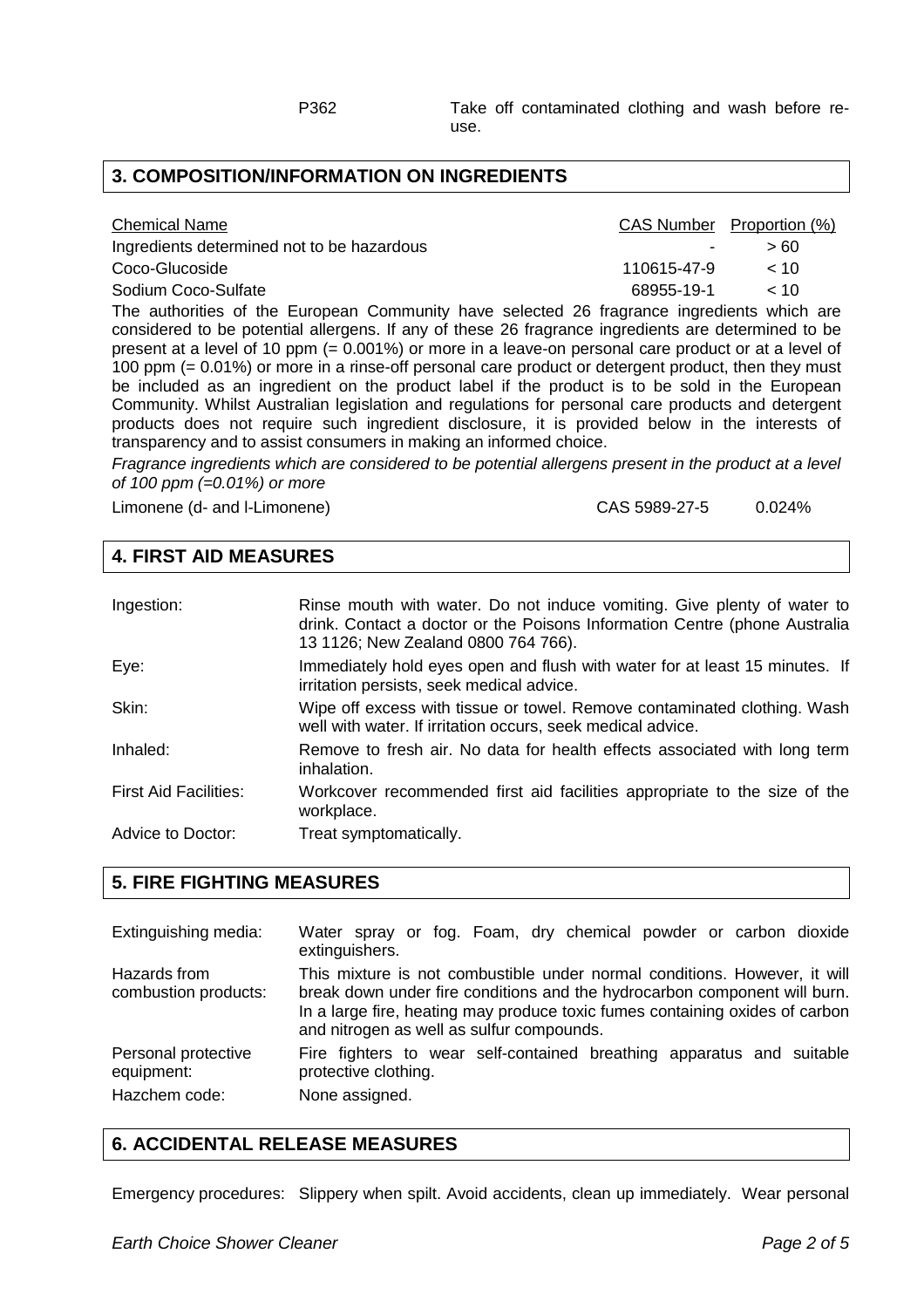| | |
|---|---|
| P362 | Take off contaminated clothing and wash before re-use. |

## 3. COMPOSITION/INFORMATION ON INGREDIENTS

| Chemical Name | CAS Number | Proportion (%) |
|---|---|---|
| Ingredients determined not to be hazardous | - | > 60 |
| Coco-Glucoside | 110615-47-9 | < 10 |
| Sodium Coco-Sulfate | 68955-19-1 | < 10 |

The authorities of the European Community have selected 26 fragrance ingredients which are considered to be potential allergens. If any of these 26 fragrance ingredients are determined to be present at a level of 10 ppm (= 0.001%) or more in a leave-on personal care product or at a level of 100 ppm (= 0.01%) or more in a rinse-off personal care product or detergent product, then they must be included as an ingredient on the product label if the product is to be sold in the European Community. Whilst Australian legislation and regulations for personal care products and detergent products does not require such ingredient disclosure, it is provided below in the interests of transparency and to assist consumers in making an informed choice.

*Fragrance ingredients which are considered to be potential allergens present in the product at a level of 100 ppm (=0.01%) or more*

| | | |
|---|---|---|
| Limonene (d- and l-Limonene) | CAS 5989-27-5 | 0.024% |

## 4. FIRST AID MEASURES

| | |
|---|---|
| Ingestion: | Rinse mouth with water. Do not induce vomiting. Give plenty of water to drink. Contact a doctor or the Poisons Information Centre (phone Australia 13 1126; New Zealand 0800 764 766). |
| Eye: | Immediately hold eyes open and flush with water for at least 15 minutes. If irritation persists, seek medical advice. |
| Skin: | Wipe off excess with tissue or towel. Remove contaminated clothing. Wash well with water. If irritation occurs, seek medical advice. |
| Inhaled: | Remove to fresh air. No data for health effects associated with long term inhalation. |
| First Aid Facilities: | Workcover recommended first aid facilities appropriate to the size of the workplace. |
| Advice to Doctor: | Treat symptomatically. |

## 5. FIRE FIGHTING MEASURES

| | |
|---|---|
| Extinguishing media: | Water spray or fog. Foam, dry chemical powder or carbon dioxide extinguishers. |
| Hazards from combustion products: | This mixture is not combustible under normal conditions. However, it will break down under fire conditions and the hydrocarbon component will burn. In a large fire, heating may produce toxic fumes containing oxides of carbon and nitrogen as well as sulfur compounds. |
| Personal protective equipment: | Fire fighters to wear self-contained breathing apparatus and suitable protective clothing. |
| Hazchem code: | None assigned. |

## 6. ACCIDENTAL RELEASE MEASURES

Emergency procedures: Slippery when spilt. Avoid accidents, clean up immediately. Wear personal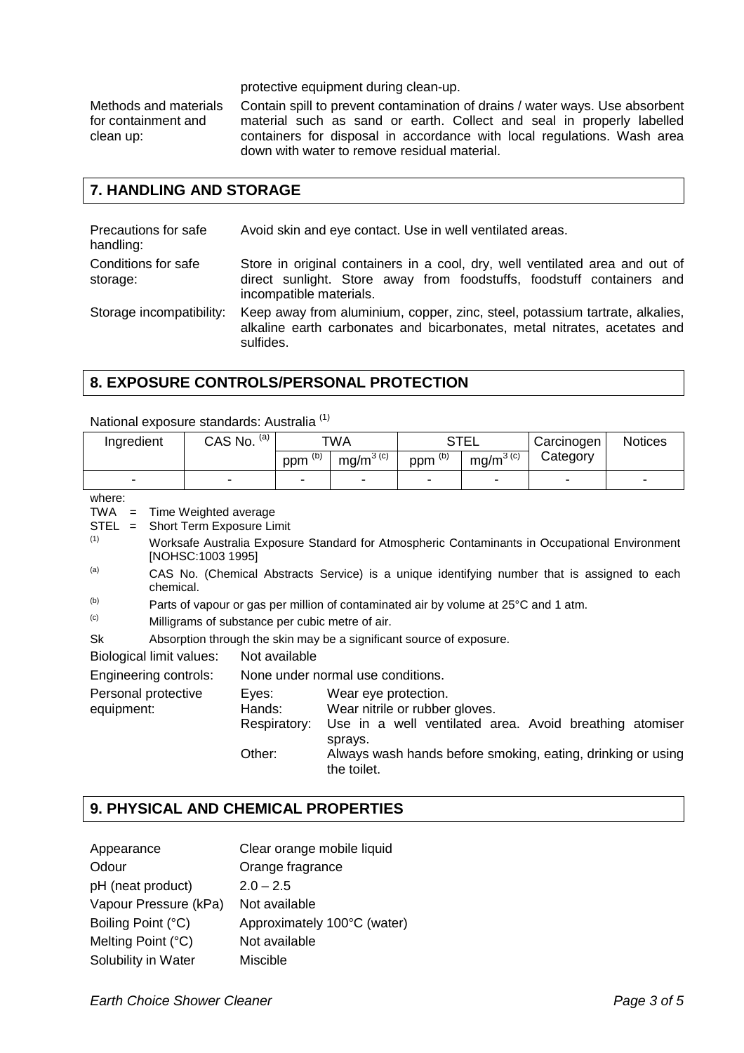protective equipment during clean-up.

| | |
|---|---|
| Methods and materials for containment and clean up: | Contain spill to prevent contamination of drains / water ways. Use absorbent material such as sand or earth. Collect and seal in properly labelled containers for disposal in accordance with local regulations. Wash area down with water to remove residual material. |

## 7. HANDLING AND STORAGE

| | |
|---|---|
| Precautions for safe handling: | Avoid skin and eye contact. Use in well ventilated areas. |
| Conditions for safe storage: | Store in original containers in a cool, dry, well ventilated area and out of direct sunlight. Store away from foodstuffs, foodstuff containers and incompatible materials. |
| Storage incompatibility: | Keep away from aluminium, copper, zinc, steel, potassium tartrate, alkalies, alkaline earth carbonates and bicarbonates, metal nitrates, acetates and sulfides. |

## 8. EXPOSURE CONTROLS/PERSONAL PROTECTION

National exposure standards: Australia [(1)]

| Ingredient | CAS No. [(a)] | TWA | | STEL | | Carcinogen Category | Notices |
|---|---|---|---|---|---|---|---|
| | | ppm [(b)] | $mg/m^3$ [(c)] | ppm [(b)] | $mg/m^3$ [(c)] | | |
| - | - | - | - | - | - | - | - |

where:

TWA = Time Weighted average

STEL = Short Term Exposure Limit

[(1)] Worksafe Australia Exposure Standard for Atmospheric Contaminants in Occupational Environment [NOHSC:1003 1995]

[(a)] CAS No. (Chemical Abstracts Service) is a unique identifying number that is assigned to each chemical.

[(b)] Parts of vapour or gas per million of contaminated air by volume at 25°C and 1 atm.

[(c)] Milligrams of substance per cubic metre of air.

Sk Absorption through the skin may be a significant source of exposure.

| | | |
|---|---|---|
| Biological limit values: | Not available | |
| Engineering controls: | None under normal use conditions. | |
| Personal protective equipment: | Eyes: | Wear eye protection. |
| | Hands: | Wear nitrile or rubber gloves. |
| | Respiratory: | Use in a well ventilated area. Avoid breathing atomiser sprays. |
| | Other: | Always wash hands before smoking, eating, drinking or using the toilet. |

## 9. PHYSICAL AND CHEMICAL PROPERTIES

| | |
|---|---|
| Appearance | Clear orange mobile liquid |
| Odour | Orange fragrance |
| pH (neat product) | 2.0 – 2.5 |
| Vapour Pressure (kPa) | Not available |
| Boiling Point (°C) | Approximately 100°C (water) |
| Melting Point (°C) | Not available |
| Solubility in Water | Miscible |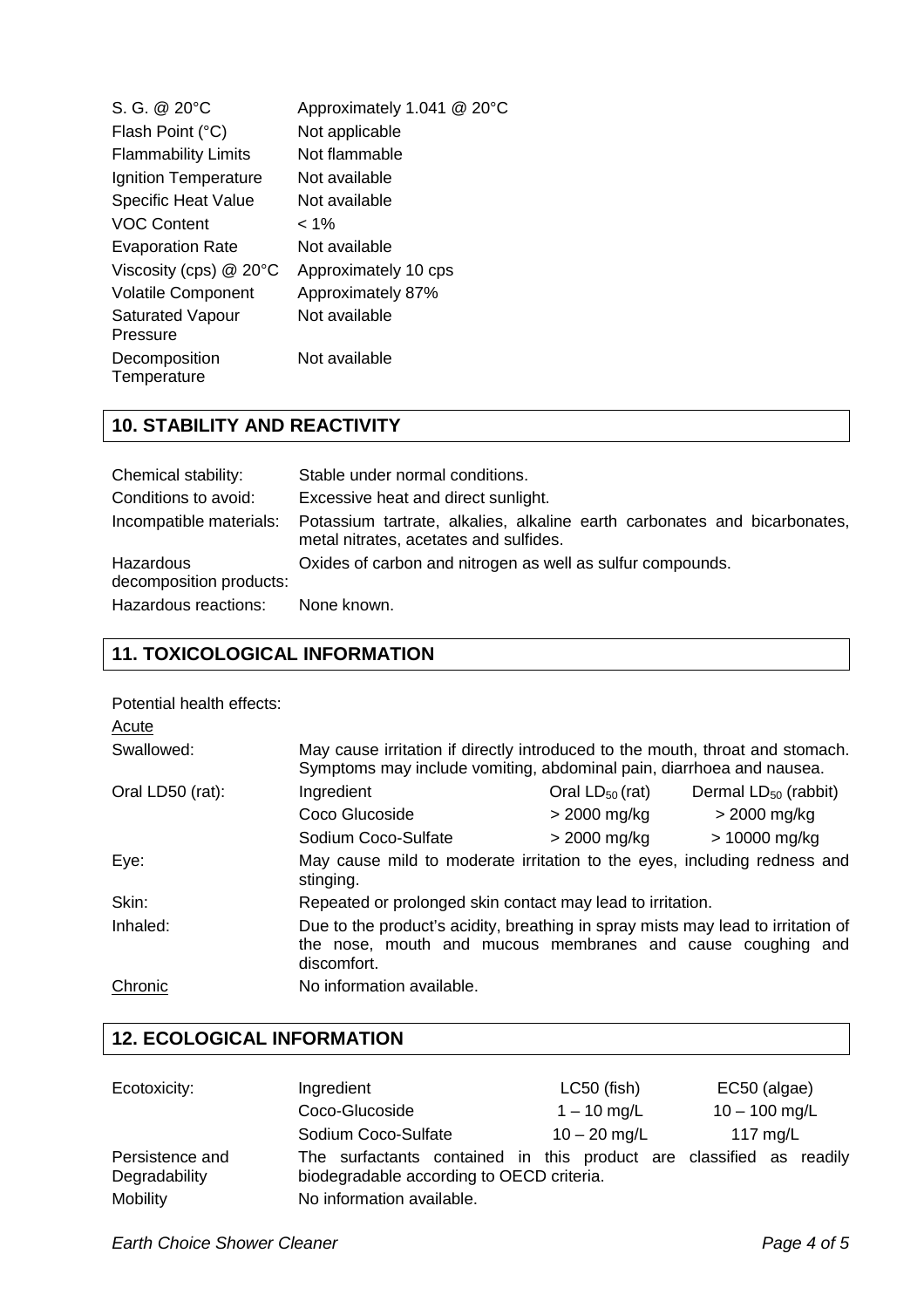| | |
|---|---|
| S. G. @ 20°C | Approximately 1.041 @ 20°C |
| Flash Point (°C) | Not applicable |
| Flammability Limits | Not flammable |
| Ignition Temperature | Not available |
| Specific Heat Value | Not available |
| VOC Content | < 1% |
| Evaporation Rate | Not available |
| Viscosity (cps) @ 20°C | Approximately 10 cps |
| Volatile Component | Approximately 87% |
| Saturated Vapour Pressure | Not available |
| Decomposition Temperature | Not available |

## 10. STABILITY AND REACTIVITY

| | |
|---|---|
| Chemical stability: | Stable under normal conditions. |
| Conditions to avoid: | Excessive heat and direct sunlight. |
| Incompatible materials: | Potassium tartrate, alkalies, alkaline earth carbonates and bicarbonates, metal nitrates, acetates and sulfides. |
| Hazardous decomposition products: | Oxides of carbon and nitrogen as well as sulfur compounds. |
| Hazardous reactions: | None known. |

## 11. TOXICOLOGICAL INFORMATION

Potential health effects:

Acute

Swallowed: May cause irritation if directly introduced to the mouth, throat and stomach. Symptoms may include vomiting, abdominal pain, diarrhoea and nausea.

Oral LD50 (rat):

| Ingredient | Oral $LD_{50}$ (rat) | Dermal $LD_{50}$ (rabbit) |
|---|---|---|
| Coco Glucoside | > 2000 mg/kg | > 2000 mg/kg |
| Sodium Coco-Sulfate | > 2000 mg/kg | > 10000 mg/kg |

Eye: May cause mild to moderate irritation to the eyes, including redness and stinging.

Skin: Repeated or prolonged skin contact may lead to irritation.

Inhaled: Due to the product's acidity, breathing in spray mists may lead to irritation of the nose, mouth and mucous membranes and cause coughing and discomfort.

Chronic: No information available.

## 12. ECOLOGICAL INFORMATION

Ecotoxicity:

| Ingredient | LC50 (fish) | EC50 (algae) |
|---|---|---|
| Coco-Glucoside | 1 – 10 mg/L | 10 – 100 mg/L |
| Sodium Coco-Sulfate | 10 – 20 mg/L | 117 mg/L |

Persistence and Degradability: The surfactants contained in this product are classified as readily biodegradable according to OECD criteria.

Mobility: No information available.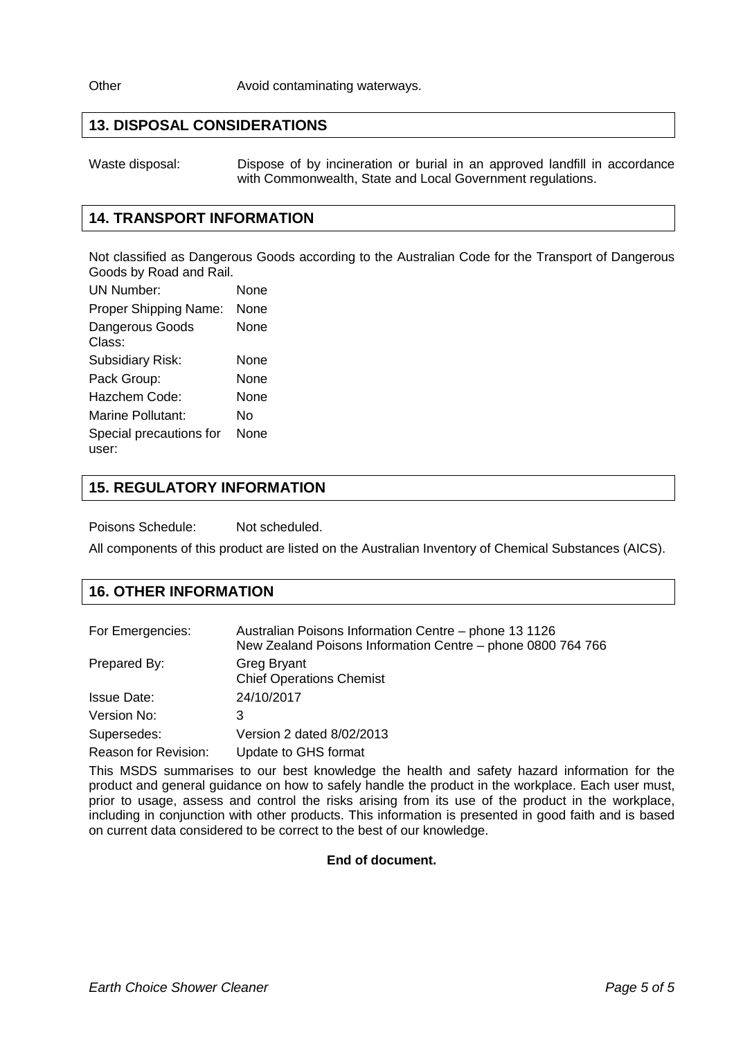| | |
|---|---|
| Other | Avoid contaminating waterways. |

## 13. DISPOSAL CONSIDERATIONS

| | |
|---|---|
| Waste disposal: | Dispose of by incineration or burial in an approved landfill in accordance with Commonwealth, State and Local Government regulations. |

## 14. TRANSPORT INFORMATION

Not classified as Dangerous Goods according to the Australian Code for the Transport of Dangerous Goods by Road and Rail.

| | |
|---|---|
| UN Number: | None |
| Proper Shipping Name: | None |
| Dangerous Goods Class: | None |
| Subsidiary Risk: | None |
| Pack Group: | None |
| Hazchem Code: | None |
| Marine Pollutant: | No |
| Special precautions for user: | None |

## 15. REGULATORY INFORMATION

Poisons Schedule: Not scheduled.

All components of this product are listed on the Australian Inventory of Chemical Substances (AICS).

## 16. OTHER INFORMATION

| | |
|---|---|
| For Emergencies: | Australian Poisons Information Centre – phone 13 1126<br>New Zealand Poisons Information Centre – phone 0800 764 766 |
| Prepared By: | Greg Bryant<br>Chief Operations Chemist |
| Issue Date: | 24/10/2017 |
| Version No: | 3 |
| Supersedes: | Version 2 dated 8/02/2013 |
| Reason for Revision: | Update to GHS format |

This MSDS summarises to our best knowledge the health and safety hazard information for the product and general guidance on how to safely handle the product in the workplace. Each user must, prior to usage, assess and control the risks arising from its use of the product in the workplace, including in conjunction with other products. This information is presented in good faith and is based on current data considered to be correct to the best of our knowledge.

**End of document.**